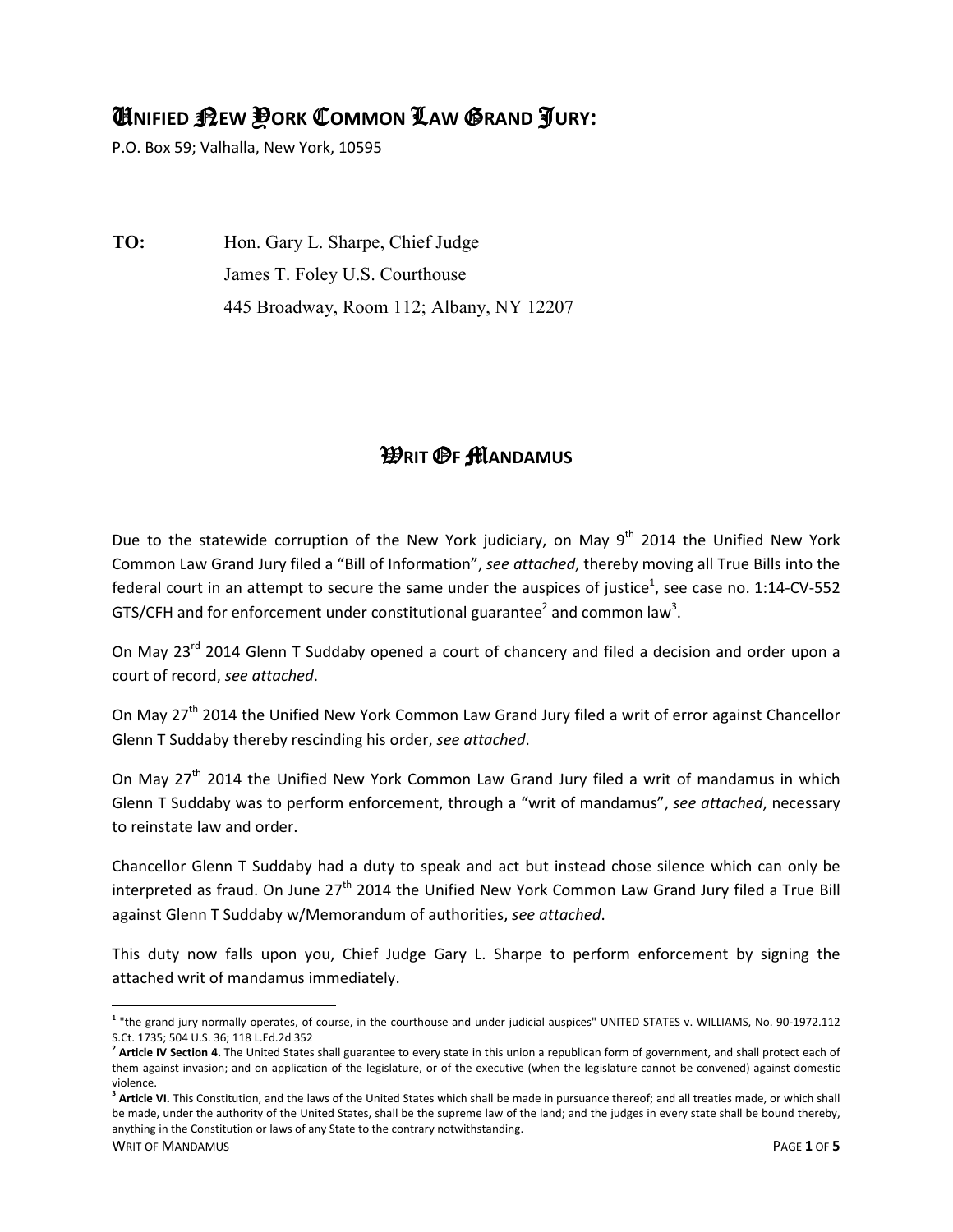# Unified New York Common Law Grand Jury:

P.O. Box 59; Valhalla, New York, 10595

**TO:** Hon. Gary L. Sharpe, Chief Judge
James T. Foley U.S. Courthouse
445 Broadway, Room 112; Albany, NY 12207

## Writ Of Mandamus

Due to the statewide corruption of the New York judiciary, on May 9th 2014 the Unified New York Common Law Grand Jury filed a "Bill of Information", *see attached*, thereby moving all True Bills into the federal court in an attempt to secure the same under the auspices of justice[1], see case no. 1:14-CV-552 GTS/CFH and for enforcement under constitutional guarantee[2] and common law[3].

On May 23rd 2014 Glenn T Suddaby opened a court of chancery and filed a decision and order upon a court of record, *see attached*.

On May 27th 2014 the Unified New York Common Law Grand Jury filed a writ of error against Chancellor Glenn T Suddaby thereby rescinding his order, *see attached*.

On May 27th 2014 the Unified New York Common Law Grand Jury filed a writ of mandamus in which Glenn T Suddaby was to perform enforcement, through a "writ of mandamus", *see attached*, necessary to reinstate law and order.

Chancellor Glenn T Suddaby had a duty to speak and act but instead chose silence which can only be interpreted as fraud. On June 27th 2014 the Unified New York Common Law Grand Jury filed a True Bill against Glenn T Suddaby w/Memorandum of authorities, *see attached*.

This duty now falls upon you, Chief Judge Gary L. Sharpe to perform enforcement by signing the attached writ of mandamus immediately.

---

[1] "the grand jury normally operates, of course, in the courthouse and under judicial auspices" UNITED STATES v. WILLIAMS, No. 90-1972.112 S.Ct. 1735; 504 U.S. 36; 118 L.Ed.2d 352

[2] **Article IV Section 4.** The United States shall guarantee to every state in this union a republican form of government, and shall protect each of them against invasion; and on application of the legislature, or of the executive (when the legislature cannot be convened) against domestic violence.

[3] **Article VI.** This Constitution, and the laws of the United States which shall be made in pursuance thereof; and all treaties made, or which shall be made, under the authority of the United States, shall be the supreme law of the land; and the judges in every state shall be bound thereby, anything in the Constitution or laws of any State to the contrary notwithstanding.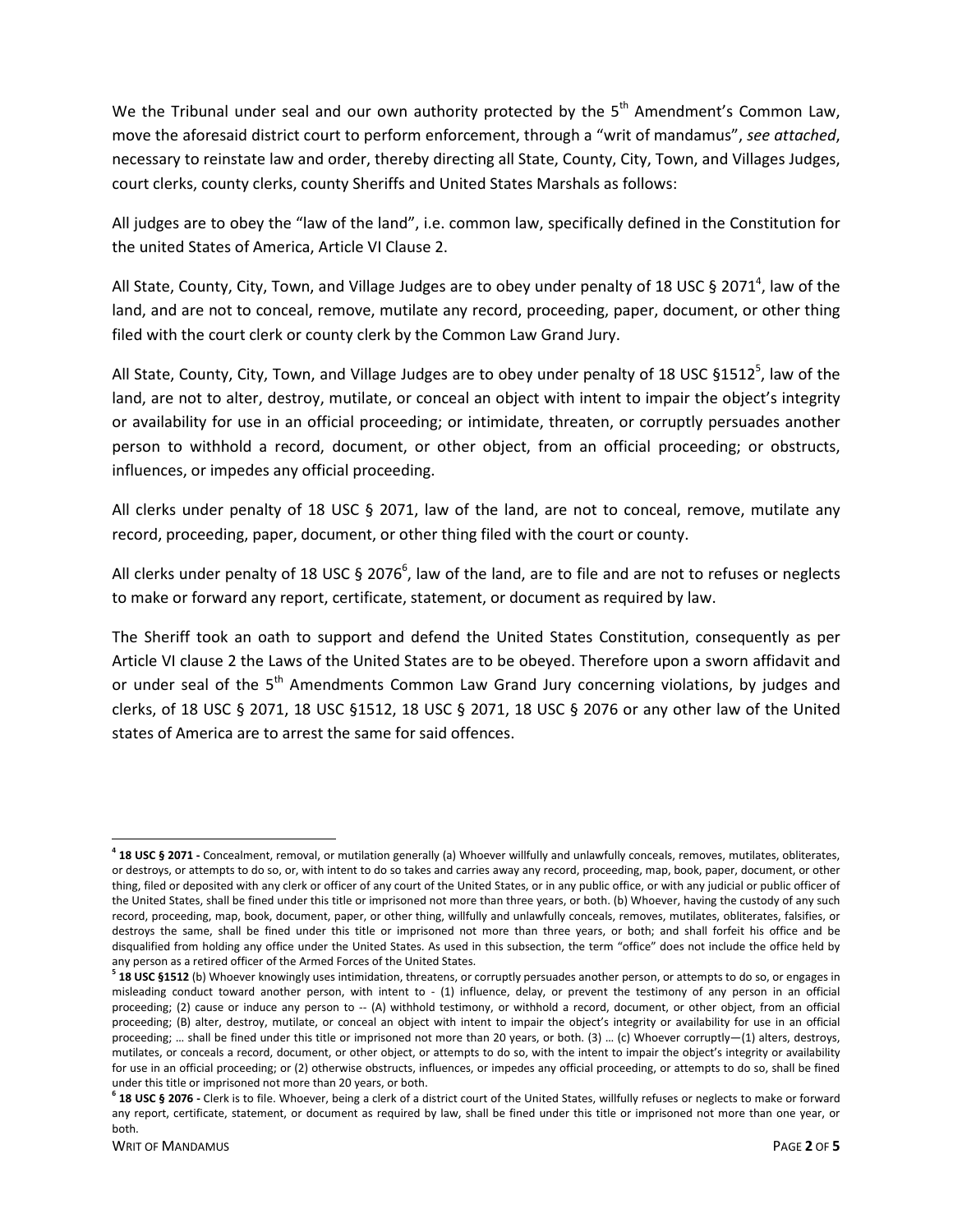We the Tribunal under seal and our own authority protected by the 5th Amendment's Common Law, move the aforesaid district court to perform enforcement, through a "writ of mandamus", *see attached*, necessary to reinstate law and order, thereby directing all State, County, City, Town, and Villages Judges, court clerks, county clerks, county Sheriffs and United States Marshals as follows:

All judges are to obey the "law of the land", i.e. common law, specifically defined in the Constitution for the united States of America, Article VI Clause 2.

All State, County, City, Town, and Village Judges are to obey under penalty of 18 USC § 2071[4], law of the land, and are not to conceal, remove, mutilate any record, proceeding, paper, document, or other thing filed with the court clerk or county clerk by the Common Law Grand Jury.

All State, County, City, Town, and Village Judges are to obey under penalty of 18 USC §1512[5], law of the land, are not to alter, destroy, mutilate, or conceal an object with intent to impair the object's integrity or availability for use in an official proceeding; or intimidate, threaten, or corruptly persuades another person to withhold a record, document, or other object, from an official proceeding; or obstructs, influences, or impedes any official proceeding.

All clerks under penalty of 18 USC § 2071, law of the land, are not to conceal, remove, mutilate any record, proceeding, paper, document, or other thing filed with the court or county.

All clerks under penalty of 18 USC § 2076[6], law of the land, are to file and are not to refuses or neglects to make or forward any report, certificate, statement, or document as required by law.

The Sheriff took an oath to support and defend the United States Constitution, consequently as per Article VI clause 2 the Laws of the United States are to be obeyed. Therefore upon a sworn affidavit and or under seal of the 5th Amendments Common Law Grand Jury concerning violations, by judges and clerks, of 18 USC § 2071, 18 USC §1512, 18 USC § 2071, 18 USC § 2076 or any other law of the United states of America are to arrest the same for said offences.

---

[4] **18 USC § 2071 -** Concealment, removal, or mutilation generally (a) Whoever willfully and unlawfully conceals, removes, mutilates, obliterates, or destroys, or attempts to do so, or, with intent to do so takes and carries away any record, proceeding, map, book, paper, document, or other thing, filed or deposited with any clerk or officer of any court of the United States, or in any public office, or with any judicial or public officer of the United States, shall be fined under this title or imprisoned not more than three years, or both. (b) Whoever, having the custody of any such record, proceeding, map, book, document, paper, or other thing, willfully and unlawfully conceals, removes, mutilates, obliterates, falsifies, or destroys the same, shall be fined under this title or imprisoned not more than three years, or both; and shall forfeit his office and be disqualified from holding any office under the United States. As used in this subsection, the term "office" does not include the office held by any person as a retired officer of the Armed Forces of the United States.

[5] **18 USC §1512** (b) Whoever knowingly uses intimidation, threatens, or corruptly persuades another person, or attempts to do so, or engages in misleading conduct toward another person, with intent to - (1) influence, delay, or prevent the testimony of any person in an official proceeding; (2) cause or induce any person to -- (A) withhold testimony, or withhold a record, document, or other object, from an official proceeding; (B) alter, destroy, mutilate, or conceal an object with intent to impair the object's integrity or availability for use in an official proceeding; … shall be fined under this title or imprisoned not more than 20 years, or both. (3) … (c) Whoever corruptly—(1) alters, destroys, mutilates, or conceals a record, document, or other object, or attempts to do so, with the intent to impair the object's integrity or availability for use in an official proceeding; or (2) otherwise obstructs, influences, or impedes any official proceeding, or attempts to do so, shall be fined under this title or imprisoned not more than 20 years, or both.

[6] **18 USC § 2076 -** Clerk is to file. Whoever, being a clerk of a district court of the United States, willfully refuses or neglects to make or forward any report, certificate, statement, or document as required by law, shall be fined under this title or imprisoned not more than one year, or both.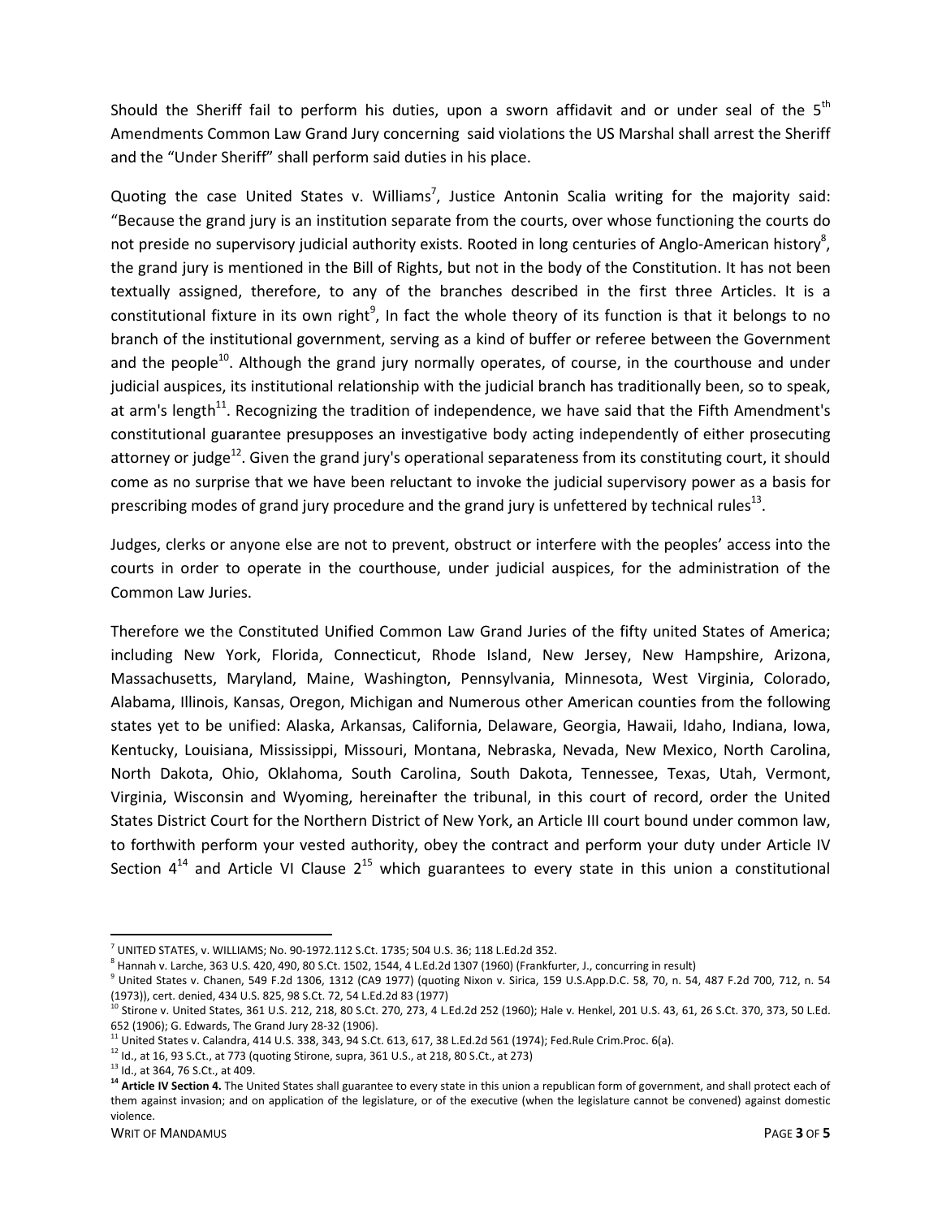Should the Sheriff fail to perform his duties, upon a sworn affidavit and or under seal of the 5th Amendments Common Law Grand Jury concerning said violations the US Marshal shall arrest the Sheriff and the "Under Sheriff" shall perform said duties in his place.

Quoting the case United States v. Williams[7], Justice Antonin Scalia writing for the majority said: "Because the grand jury is an institution separate from the courts, over whose functioning the courts do not preside no supervisory judicial authority exists. Rooted in long centuries of Anglo-American history[8], the grand jury is mentioned in the Bill of Rights, but not in the body of the Constitution. It has not been textually assigned, therefore, to any of the branches described in the first three Articles. It is a constitutional fixture in its own right[9], In fact the whole theory of its function is that it belongs to no branch of the institutional government, serving as a kind of buffer or referee between the Government and the people[10]. Although the grand jury normally operates, of course, in the courthouse and under judicial auspices, its institutional relationship with the judicial branch has traditionally been, so to speak, at arm's length[11]. Recognizing the tradition of independence, we have said that the Fifth Amendment's constitutional guarantee presupposes an investigative body acting independently of either prosecuting attorney or judge[12]. Given the grand jury's operational separateness from its constituting court, it should come as no surprise that we have been reluctant to invoke the judicial supervisory power as a basis for prescribing modes of grand jury procedure and the grand jury is unfettered by technical rules[13].

Judges, clerks or anyone else are not to prevent, obstruct or interfere with the peoples' access into the courts in order to operate in the courthouse, under judicial auspices, for the administration of the Common Law Juries.

Therefore we the Constituted Unified Common Law Grand Juries of the fifty united States of America; including New York, Florida, Connecticut, Rhode Island, New Jersey, New Hampshire, Arizona, Massachusetts, Maryland, Maine, Washington, Pennsylvania, Minnesota, West Virginia, Colorado, Alabama, Illinois, Kansas, Oregon, Michigan and Numerous other American counties from the following states yet to be unified: Alaska, Arkansas, California, Delaware, Georgia, Hawaii, Idaho, Indiana, Iowa, Kentucky, Louisiana, Mississippi, Missouri, Montana, Nebraska, Nevada, New Mexico, North Carolina, North Dakota, Ohio, Oklahoma, South Carolina, South Dakota, Tennessee, Texas, Utah, Vermont, Virginia, Wisconsin and Wyoming, hereinafter the tribunal, in this court of record, order the United States District Court for the Northern District of New York, an Article III court bound under common law, to forthwith perform your vested authority, obey the contract and perform your duty under Article IV Section 4[14] and Article VI Clause 2[15] which guarantees to every state in this union a constitutional

---

[7] UNITED STATES, v. WILLIAMS; No. 90-1972.112 S.Ct. 1735; 504 U.S. 36; 118 L.Ed.2d 352.

[8] Hannah v. Larche, 363 U.S. 420, 490, 80 S.Ct. 1502, 1544, 4 L.Ed.2d 1307 (1960) (Frankfurter, J., concurring in result)

[9] United States v. Chanen, 549 F.2d 1306, 1312 (CA9 1977) (quoting Nixon v. Sirica, 159 U.S.App.D.C. 58, 70, n. 54, 487 F.2d 700, 712, n. 54 (1973)), cert. denied, 434 U.S. 825, 98 S.Ct. 72, 54 L.Ed.2d 83 (1977)

[10] Stirone v. United States, 361 U.S. 212, 218, 80 S.Ct. 270, 273, 4 L.Ed.2d 252 (1960); Hale v. Henkel, 201 U.S. 43, 61, 26 S.Ct. 370, 373, 50 L.Ed. 652 (1906); G. Edwards, The Grand Jury 28-32 (1906).

[11] United States v. Calandra, 414 U.S. 338, 343, 94 S.Ct. 613, 617, 38 L.Ed.2d 561 (1974); Fed.Rule Crim.Proc. 6(a).

[12] Id., at 16, 93 S.Ct., at 773 (quoting Stirone, supra, 361 U.S., at 218, 80 S.Ct., at 273)

[13] Id., at 364, 76 S.Ct., at 409.

[14] **Article IV Section 4.** The United States shall guarantee to every state in this union a republican form of government, and shall protect each of them against invasion; and on application of the legislature, or of the executive (when the legislature cannot be convened) against domestic violence.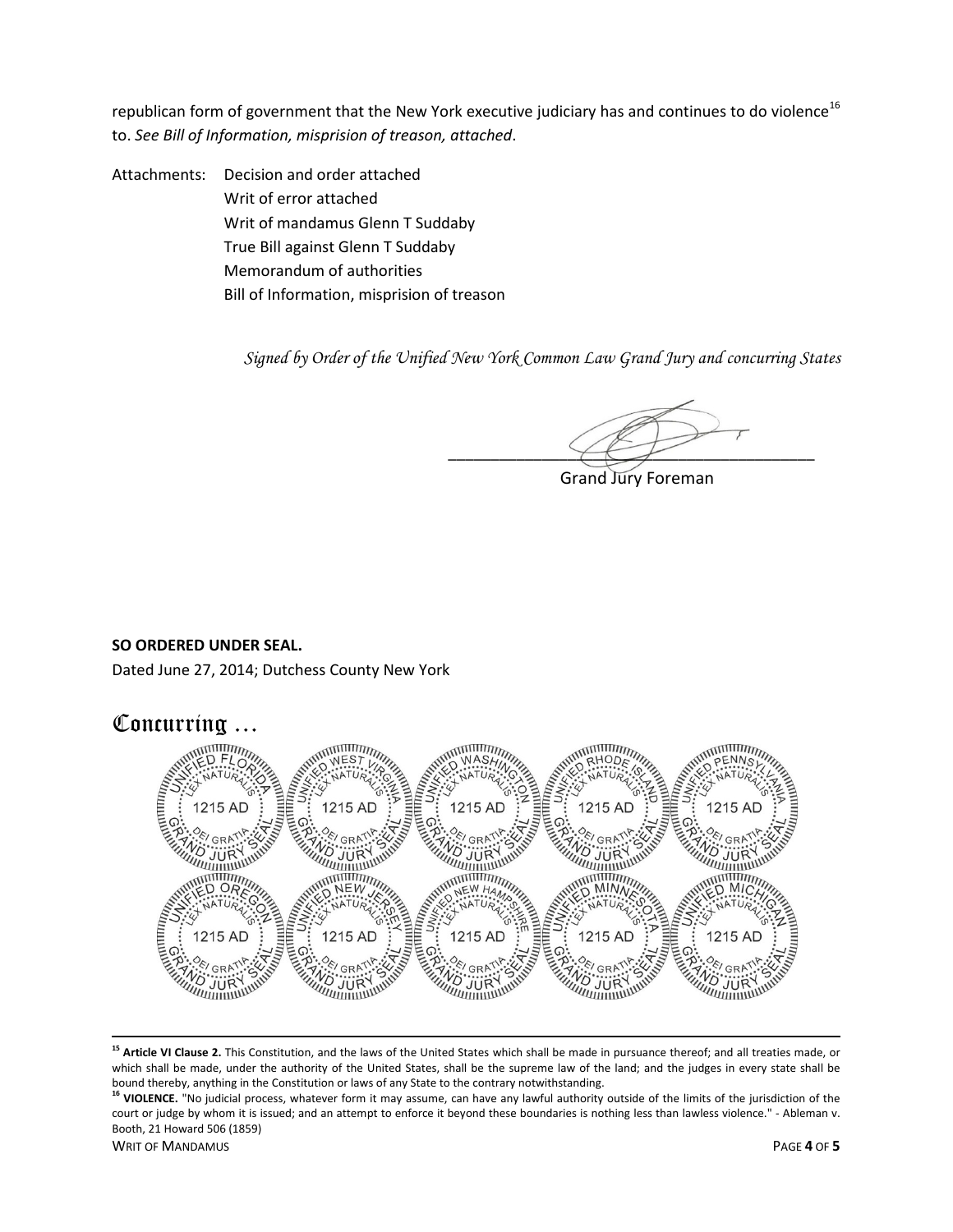republican form of government that the New York executive judiciary has and continues to do violence[16] to. *See Bill of Information, misprision of treason, attached*.

Attachments: Decision and order attached
Writ of error attached
Writ of mandamus Glenn T Suddaby
True Bill against Glenn T Suddaby
Memorandum of authorities
Bill of Information, misprision of treason

*Signed by Order of the Unified New York Common Law Grand Jury and concurring States*

\_\_\_\_\_\_\_\_\_\_\_\_\_\_\_\_\_\_\_\_\_\_\_\_\_\_\_\_\_\_\_\_\_\_\_\_\_\_\_\_

Grand Jury Foreman

**SO ORDERED UNDER SEAL.**

Dated June 27, 2014; Dutchess County New York

# Concurring …

UNIFIED FLORIDA LEX NATURALIS 1215 AD DEI GRATIA GRAND JURY SEAL

UNIFIED WEST VIRGINIA LEX NATURALIS 1215 AD DEI GRATIA GRAND JURY SEAL

UNIFIED WASHINGTON LEX NATURALIS 1215 AD DEI GRATIA GRAND JURY SEAL

UNIFIED RHODE ISLAND LEX NATURALIS 1215 AD DEI GRATIA GRAND JURY SEAL

UNIFIED PENNSYLVANIA LEX NATURALIS 1215 AD DEI GRATIA GRAND JURY SEAL

UNIFIED OREGON LEX NATURALIS 1215 AD DEI GRATIA GRAND JURY SEAL

UNIFIED NEW JERSEY LEX NATURALIS 1215 AD DEI GRATIA GRAND JURY SEAL

UNIFIED NEW HAMPSHIRE LEX NATURALIS 1215 AD DEI GRATIA GRAND JURY SEAL

UNIFIED MINNESOTA LEX NATURALIS 1215 AD DEI GRATIA GRAND JURY SEAL

UNIFIED MICHIGAN LEX NATURALIS 1215 AD DEI GRATIA GRAND JURY SEAL

---

[15] **Article VI Clause 2.** This Constitution, and the laws of the United States which shall be made in pursuance thereof; and all treaties made, or which shall be made, under the authority of the United States, shall be the supreme law of the land; and the judges in every state shall be bound thereby, anything in the Constitution or laws of any State to the contrary notwithstanding.

[16] **VIOLENCE.** "No judicial process, whatever form it may assume, can have any lawful authority outside of the limits of the jurisdiction of the court or judge by whom it is issued; and an attempt to enforce it beyond these boundaries is nothing less than lawless violence." - Ableman v. Booth, 21 Howard 506 (1859)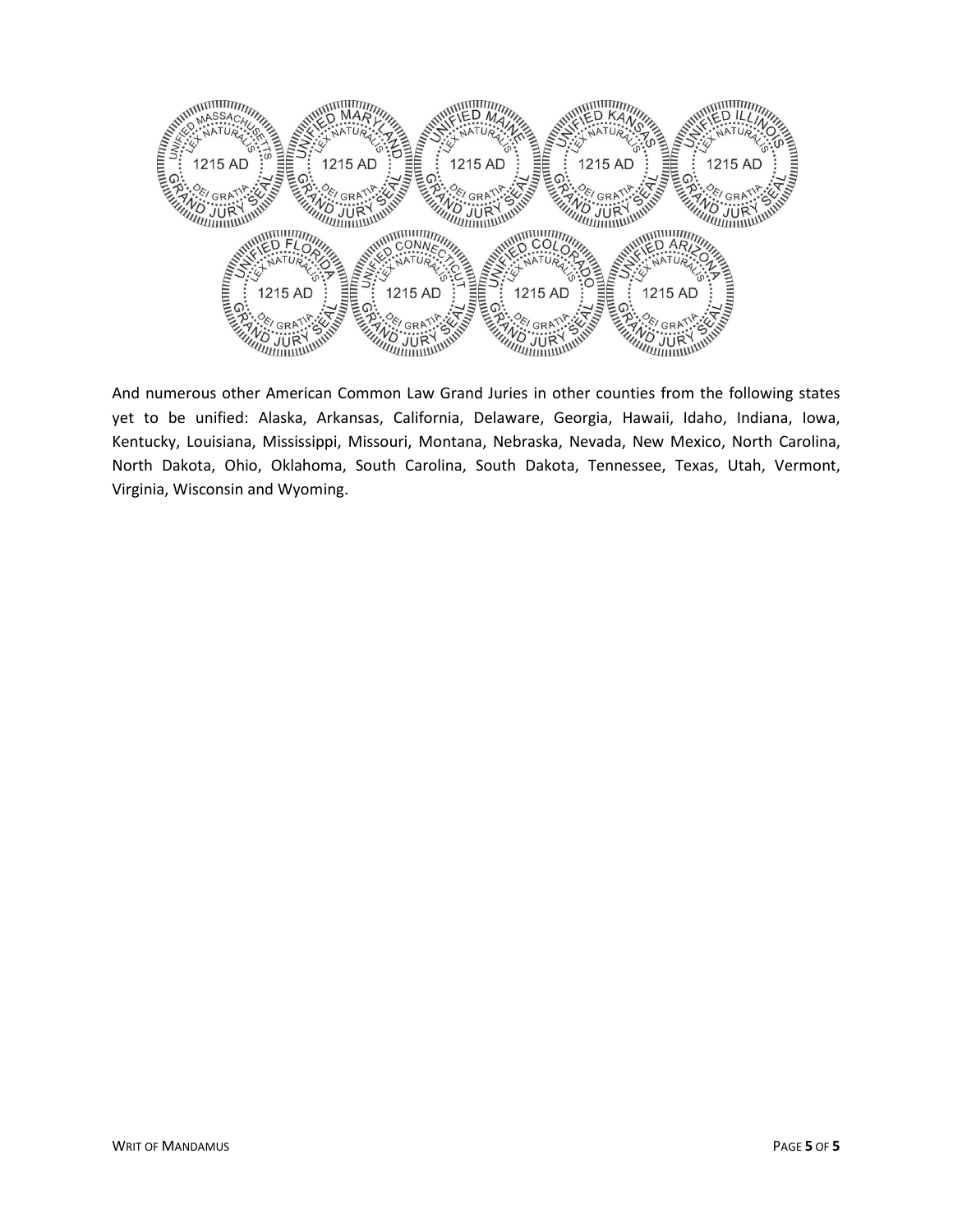And numerous other American Common Law Grand Juries in other counties from the following states yet to be unified: Alaska, Arkansas, California, Delaware, Georgia, Hawaii, Idaho, Indiana, Iowa, Kentucky, Louisiana, Mississippi, Missouri, Montana, Nebraska, Nevada, New Mexico, North Carolina, North Dakota, Ohio, Oklahoma, South Carolina, South Dakota, Tennessee, Texas, Utah, Vermont, Virginia, Wisconsin and Wyoming.